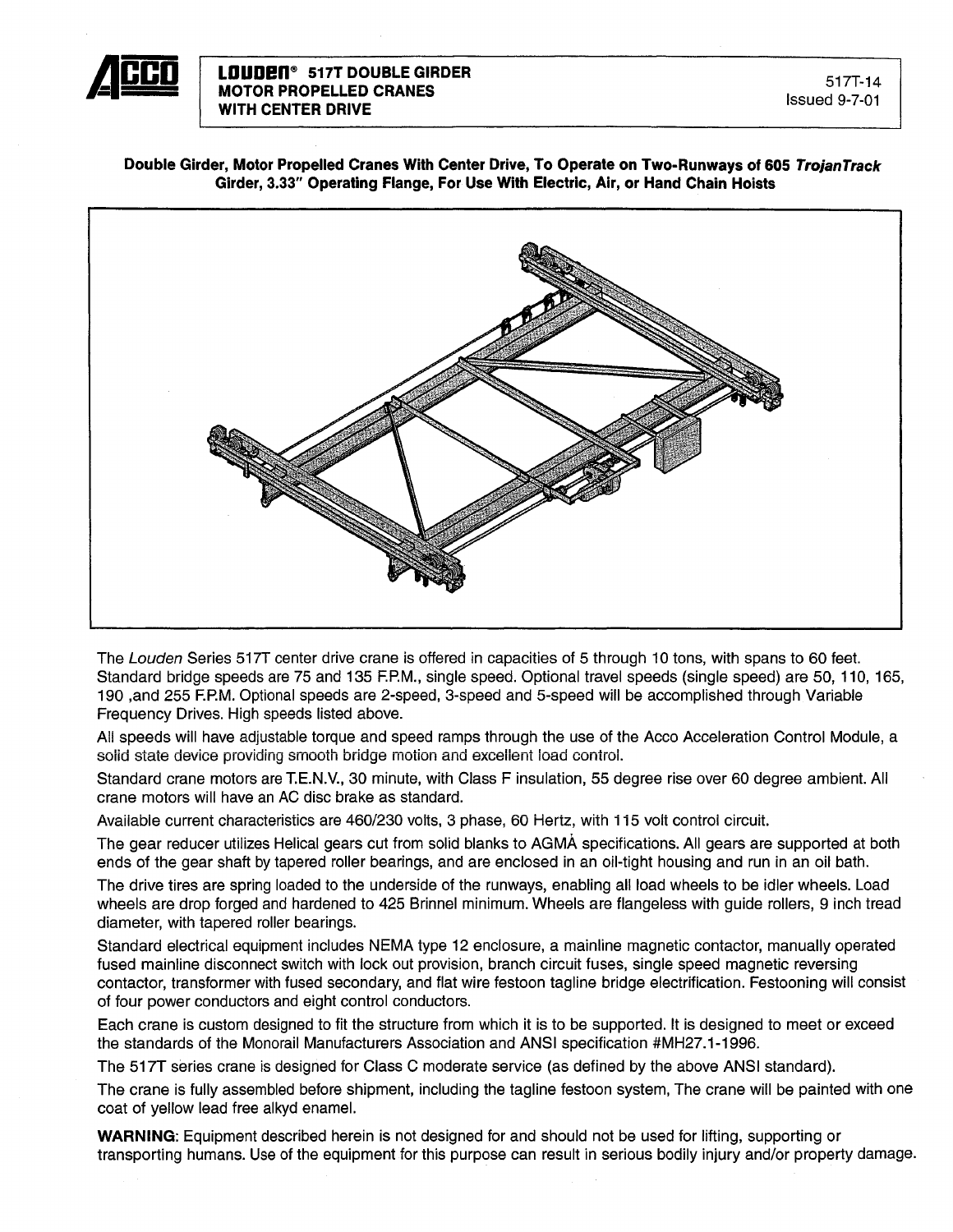# LOUDEN® 517T DOUBLE GIRDER MOTOR PROPELLED CRANES WITH CENTER DRIVE

517T-14
Issued 9-7-01

**Double Girder, Motor Propelled Cranes With Center Drive, To Operate on Two-Runways of 605 *TrojanTrack* Girder, 3.33" Operating Flange, For Use With Electric, Air, or Hand Chain Hoists**

The *Louden* Series 517T center drive crane is offered in capacities of 5 through 10 tons, with spans to 60 feet. Standard bridge speeds are 75 and 135 F.P.M., single speed. Optional travel speeds (single speed) are 50, 110, 165, 190 ,and 255 F.P.M. Optional speeds are 2-speed, 3-speed and 5-speed will be accomplished through Variable Frequency Drives. High speeds listed above.

All speeds will have adjustable torque and speed ramps through the use of the Acco Acceleration Control Module, a solid state device providing smooth bridge motion and excellent load control.

Standard crane motors are T.E.N.V., 30 minute, with Class F insulation, 55 degree rise over 60 degree ambient. All crane motors will have an AC disc brake as standard.

Available current characteristics are 460/230 volts, 3 phase, 60 Hertz, with 115 volt control circuit.

The gear reducer utilizes Helical gears cut from solid blanks to AGMÅ specifications. All gears are supported at both ends of the gear shaft by tapered roller bearings, and are enclosed in an oil-tight housing and run in an oil bath.

The drive tires are spring loaded to the underside of the runways, enabling all load wheels to be idler wheels. Load wheels are drop forged and hardened to 425 Brinnel minimum. Wheels are flangeless with guide rollers, 9 inch tread diameter, with tapered roller bearings.

Standard electrical equipment includes NEMA type 12 enclosure, a mainline magnetic contactor, manually operated fused mainline disconnect switch with lock out provision, branch circuit fuses, single speed magnetic reversing contactor, transformer with fused secondary, and flat wire festoon tagline bridge electrification. Festooning will consist of four power conductors and eight control conductors.

Each crane is custom designed to fit the structure from which it is to be supported. It is designed to meet or exceed the standards of the Monorail Manufacturers Association and ANSI specification #MH27.1-1996.

The 517T series crane is designed for Class C moderate service (as defined by the above ANSI standard).

The crane is fully assembled before shipment, including the tagline festoon system, The crane will be painted with one coat of yellow lead free alkyd enamel.

**WARNING**: Equipment described herein is not designed for and should not be used for lifting, supporting or transporting humans. Use of the equipment for this purpose can result in serious bodily injury and/or property damage.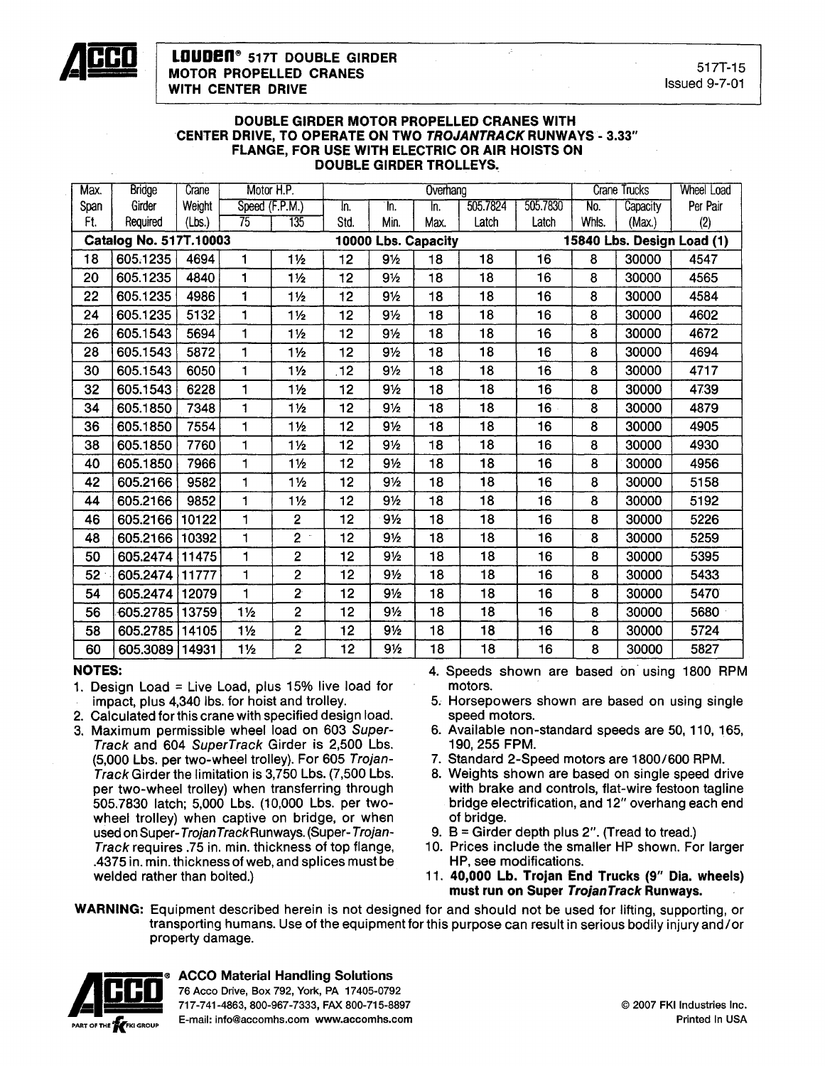# LOUDEN® 517T DOUBLE GIRDER MOTOR PROPELLED CRANES WITH CENTER DRIVE

517T-15
Issued 9-7-01

## DOUBLE GIRDER MOTOR PROPELLED CRANES WITH CENTER DRIVE, TO OPERATE ON TWO *TROJANTRACK* RUNWAYS - 3.33" FLANGE, FOR USE WITH ELECTRIC OR AIR HOISTS ON DOUBLE GIRDER TROLLEYS.

| Max. Span Ft. | Bridge Girder Required | Crane Weight (Lbs.) | Motor H.P. Speed (F.P.M.) 75 | 135 | Overhang In. Std. | In. Min. | In. Max. | 505.7824 Latch | 505.7830 Latch | Crane Trucks No. Whls. | Capacity (Max.) | Wheel Load Per Pair (2) |
|---|---|---|---|---|---|---|---|---|---|---|---|---|
| **Catalog No. 517T.10003** | | | | | **10000 Lbs. Capacity** | | | | **15840 Lbs. Design Load (1)** | | | |
| 18 | 605.1235 | 4694 | 1 | 1½ | 12 | 9½ | 18 | 18 | 16 | 8 | 30000 | 4547 |
| 20 | 605.1235 | 4840 | 1 | 1½ | 12 | 9½ | 18 | 18 | 16 | 8 | 30000 | 4565 |
| 22 | 605.1235 | 4986 | 1 | 1½ | 12 | 9½ | 18 | 18 | 16 | 8 | 30000 | 4584 |
| 24 | 605.1235 | 5132 | 1 | 1½ | 12 | 9½ | 18 | 18 | 16 | 8 | 30000 | 4602 |
| 26 | 605.1543 | 5694 | 1 | 1½ | 12 | 9½ | 18 | 18 | 16 | 8 | 30000 | 4672 |
| 28 | 605.1543 | 5872 | 1 | 1½ | 12 | 9½ | 18 | 18 | 16 | 8 | 30000 | 4694 |
| 30 | 605.1543 | 6050 | 1 | 1½ | 12 | 9½ | 18 | 18 | 16 | 8 | 30000 | 4717 |
| 32 | 605.1543 | 6228 | 1 | 1½ | 12 | 9½ | 18 | 18 | 16 | 8 | 30000 | 4739 |
| 34 | 605.1850 | 7348 | 1 | 1½ | 12 | 9½ | 18 | 18 | 16 | 8 | 30000 | 4879 |
| 36 | 605.1850 | 7554 | 1 | 1½ | 12 | 9½ | 18 | 18 | 16 | 8 | 30000 | 4905 |
| 38 | 605.1850 | 7760 | 1 | 1½ | 12 | 9½ | 18 | 18 | 16 | 8 | 30000 | 4930 |
| 40 | 605.1850 | 7966 | 1 | 1½ | 12 | 9½ | 18 | 18 | 16 | 8 | 30000 | 4956 |
| 42 | 605.2166 | 9582 | 1 | 1½ | 12 | 9½ | 18 | 18 | 16 | 8 | 30000 | 5158 |
| 44 | 605.2166 | 9852 | 1 | 1½ | 12 | 9½ | 18 | 18 | 16 | 8 | 30000 | 5192 |
| 46 | 605.2166 | 10122 | 1 | 2 | 12 | 9½ | 18 | 18 | 16 | 8 | 30000 | 5226 |
| 48 | 605.2166 | 10392 | 1 | 2 | 12 | 9½ | 18 | 18 | 16 | 8 | 30000 | 5259 |
| 50 | 605.2474 | 11475 | 1 | 2 | 12 | 9½ | 18 | 18 | 16 | 8 | 30000 | 5395 |
| 52 | 605.2474 | 11777 | 1 | 2 | 12 | 9½ | 18 | 18 | 16 | 8 | 30000 | 5433 |
| 54 | 605.2474 | 12079 | 1 | 2 | 12 | 9½ | 18 | 18 | 16 | 8 | 30000 | 5470 |
| 56 | 605.2785 | 13759 | 1½ | 2 | 12 | 9½ | 18 | 18 | 16 | 8 | 30000 | 5680 |
| 58 | 605.2785 | 14105 | 1½ | 2 | 12 | 9½ | 18 | 18 | 16 | 8 | 30000 | 5724 |
| 60 | 605.3089 | 14931 | 1½ | 2 | 12 | 9½ | 18 | 18 | 16 | 8 | 30000 | 5827 |

**NOTES:**

1. Design Load = Live Load, plus 15% live load for impact, plus 4,340 lbs. for hoist and trolley.
2. Calculated for this crane with specified design load.
3. Maximum permissible wheel load on 603 *Super-Track* and 604 *SuperTrack* Girder is 2,500 Lbs. (5,000 Lbs. per two-wheel trolley). For 605 *Trojan-Track* Girder the limitation is 3,750 Lbs. (7,500 Lbs. per two-wheel trolley) when transferring through 505.7830 latch; 5,000 Lbs. (10,000 Lbs. per two-wheel trolley) when captive on bridge, or when used on Super-*TrojanTrack* Runways. (Super-*Trojan-Track* requires .75 in. min. thickness of top flange, .4375 in. min. thickness of web, and splices must be welded rather than bolted.)
4. Speeds shown are based on using 1800 RPM motors.
5. Horsepowers shown are based on using single speed motors.
6. Available non-standard speeds are 50, 110, 165, 190, 255 FPM.
7. Standard 2-Speed motors are 1800/600 RPM.
8. Weights shown are based on single speed drive with brake and controls, flat-wire festoon tagline bridge electrification, and 12" overhang each end of bridge.
9. B = Girder depth plus 2". (Tread to tread.)
10. Prices include the smaller HP shown. For larger HP, see modifications.
11. **40,000 Lb. Trojan End Trucks (9" Dia. wheels) must run on Super *TrojanTrack* Runways.**

**WARNING:** Equipment described herein is not designed for and should not be used for lifting, supporting, or transporting humans. Use of the equipment for this purpose can result in serious bodily injury and/or property damage.

ACCO Material Handling Solutions
76 Acco Drive, Box 792, York, PA 17405-0792
717-741-4863, 800-967-7333, FAX 800-715-8897
E-mail: info@accomhs.com www.accomhs.com

© 2007 FKI Industries Inc.
Printed In USA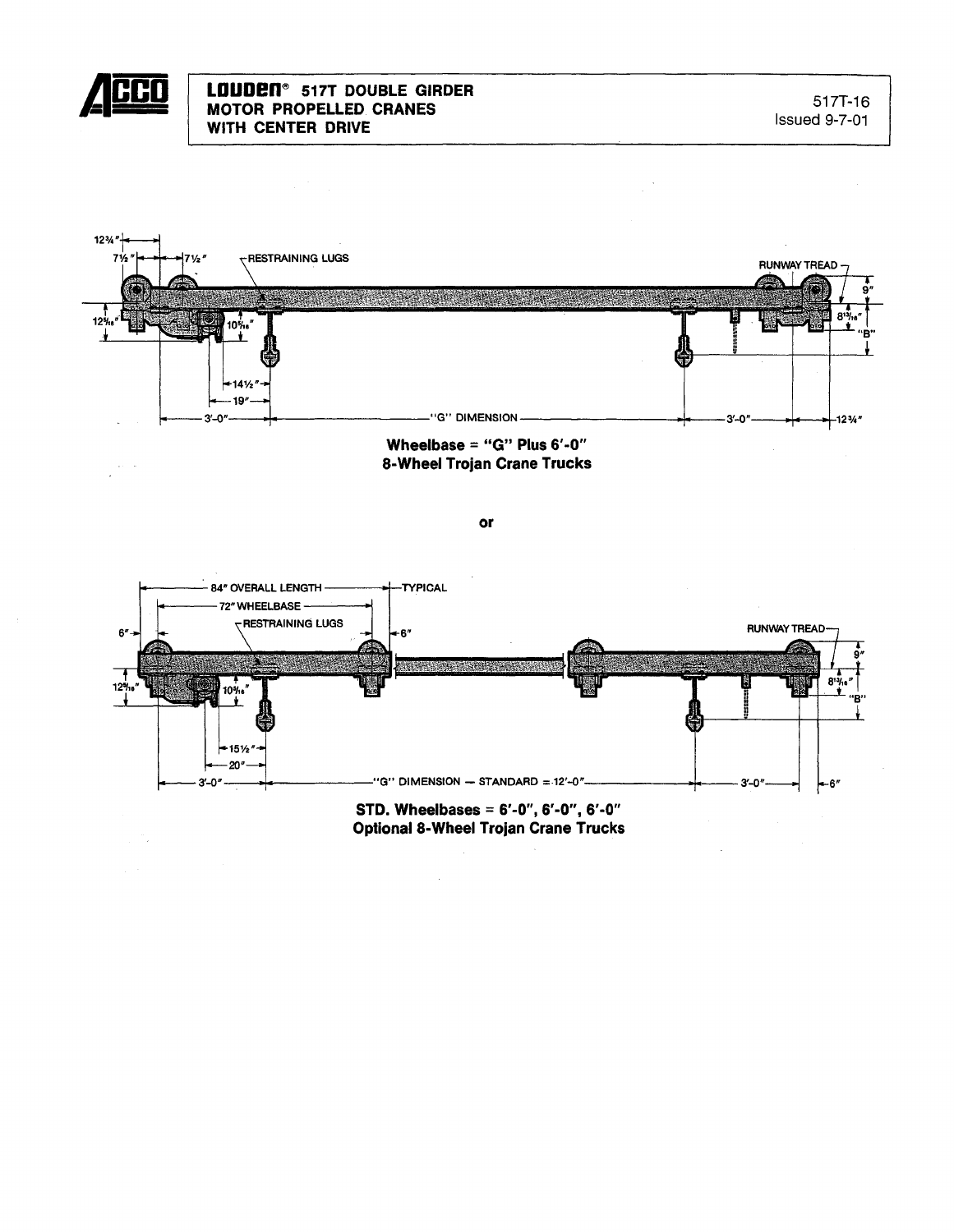# LOUDEN® 517T DOUBLE GIRDER MOTOR PROPELLED CRANES WITH CENTER DRIVE

517T-16
Issued 9-7-01

12¾" 7½" 7½" RESTRAINING LUGS RUNWAY TREAD 9" 12⁵⁄₁₆" 10⁵⁄₁₆" 8¹³⁄₁₆" "B" 14½" 19" 3'-0" "G" DIMENSION 3'-0" 12¾"

**Wheelbase = "G" Plus 6'-0"**
**8-Wheel Trojan Crane Trucks**

**or**

84" OVERALL LENGTH TYPICAL 72" WHEELBASE RESTRAINING LUGS 6" 6" RUNWAY TREAD 9" 12⁵⁄₁₆" 10⁵⁄₁₆" 8¹³⁄₁₆" "B" 15½" 20" 3'-0" "G" DIMENSION — STANDARD = 12'-0" 3'-0" 6"

**STD. Wheelbases = 6'-0", 6'-0", 6'-0"**
**Optional 8-Wheel Trojan Crane Trucks**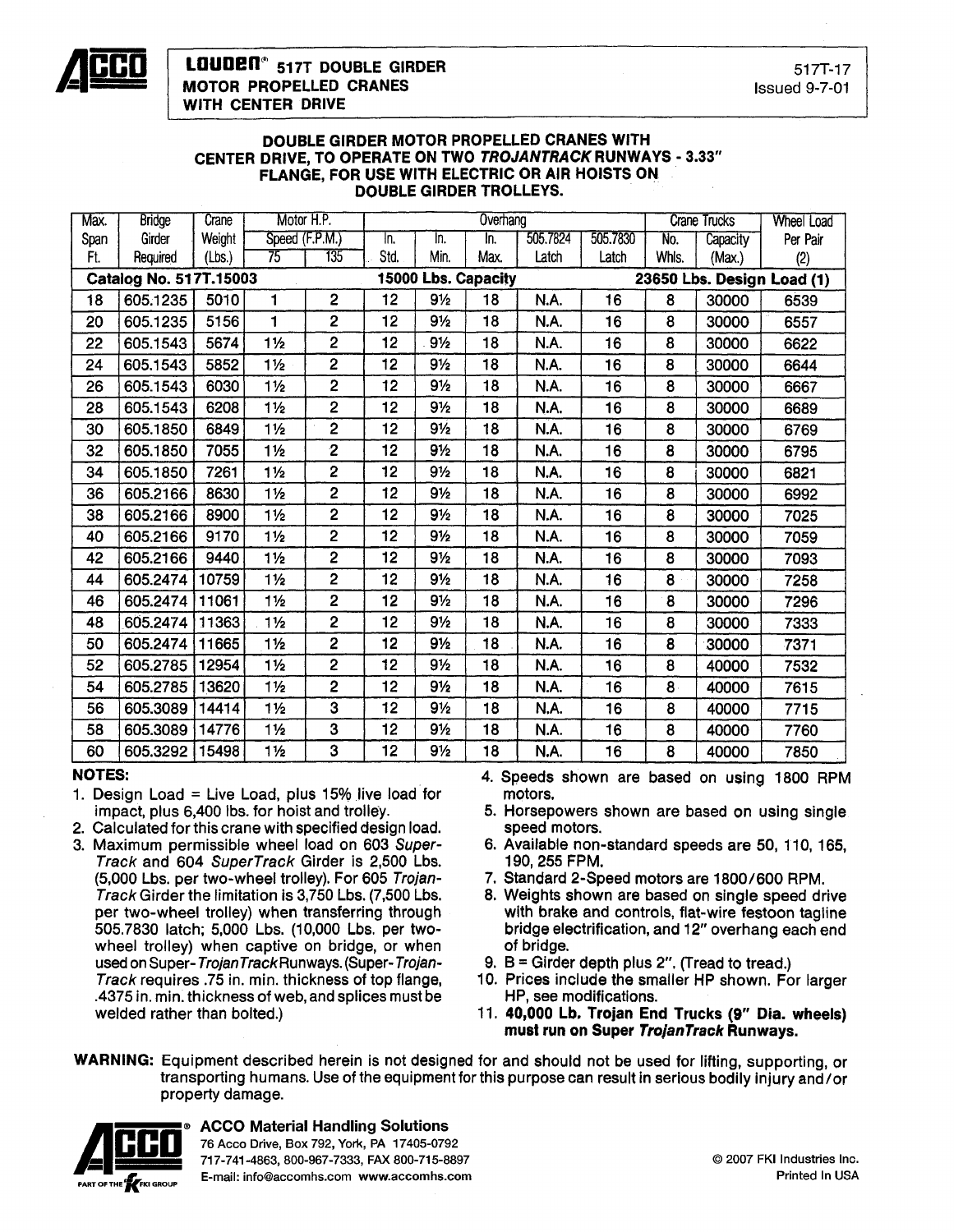**LOUDEN® 517T DOUBLE GIRDER MOTOR PROPELLED CRANES WITH CENTER DRIVE**

517T-17
Issued 9-7-01

## DOUBLE GIRDER MOTOR PROPELLED CRANES WITH CENTER DRIVE, TO OPERATE ON TWO *TROJANTRACK* RUNWAYS - 3.33" FLANGE, FOR USE WITH ELECTRIC OR AIR HOISTS ON DOUBLE GIRDER TROLLEYS.

| Max. Span Ft. | Bridge Girder Required | Crane Weight (Lbs.) | Motor H.P. Speed (F.P.M.) 75 | 135 | Overhang In. Std. | In. Min. | In. Max. | 505.7824 Latch | 505.7830 Latch | Crane Trucks No. Whls. | Capacity (Max.) | Wheel Load Per Pair (2) |
|---|---|---|---|---|---|---|---|---|---|---|---|---|
| **Catalog No. 517T.15003** | | | | | **15000 Lbs. Capacity** | | | | **23650 Lbs. Design Load (1)** | | | |
| 18 | 605.1235 | 5010 | 1 | 2 | 12 | 9½ | 18 | N.A. | 16 | 8 | 30000 | 6539 |
| 20 | 605.1235 | 5156 | 1 | 2 | 12 | 9½ | 18 | N.A. | 16 | 8 | 30000 | 6557 |
| 22 | 605.1543 | 5674 | 1½ | 2 | 12 | 9½ | 18 | N.A. | 16 | 8 | 30000 | 6622 |
| 24 | 605.1543 | 5852 | 1½ | 2 | 12 | 9½ | 18 | N.A. | 16 | 8 | 30000 | 6644 |
| 26 | 605.1543 | 6030 | 1½ | 2 | 12 | 9½ | 18 | N.A. | 16 | 8 | 30000 | 6667 |
| 28 | 605.1543 | 6208 | 1½ | 2 | 12 | 9½ | 18 | N.A. | 16 | 8 | 30000 | 6689 |
| 30 | 605.1850 | 6849 | 1½ | 2 | 12 | 9½ | 18 | N.A. | 16 | 8 | 30000 | 6769 |
| 32 | 605.1850 | 7055 | 1½ | 2 | 12 | 9½ | 18 | N.A. | 16 | 8 | 30000 | 6795 |
| 34 | 605.1850 | 7261 | 1½ | 2 | 12 | 9½ | 18 | N.A. | 16 | 8 | 30000 | 6821 |
| 36 | 605.2166 | 8630 | 1½ | 2 | 12 | 9½ | 18 | N.A. | 16 | 8 | 30000 | 6992 |
| 38 | 605.2166 | 8900 | 1½ | 2 | 12 | 9½ | 18 | N.A. | 16 | 8 | 30000 | 7025 |
| 40 | 605.2166 | 9170 | 1½ | 2 | 12 | 9½ | 18 | N.A. | 16 | 8 | 30000 | 7059 |
| 42 | 605.2166 | 9440 | 1½ | 2 | 12 | 9½ | 18 | N.A. | 16 | 8 | 30000 | 7093 |
| 44 | 605.2474 | 10759 | 1½ | 2 | 12 | 9½ | 18 | N.A. | 16 | 8 | 30000 | 7258 |
| 46 | 605.2474 | 11061 | 1½ | 2 | 12 | 9½ | 18 | N.A. | 16 | 8 | 30000 | 7296 |
| 48 | 605.2474 | 11363 | 1½ | 2 | 12 | 9½ | 18 | N.A. | 16 | 8 | 30000 | 7333 |
| 50 | 605.2474 | 11665 | 1½ | 2 | 12 | 9½ | 18 | N.A. | 16 | 8 | 30000 | 7371 |
| 52 | 605.2785 | 12954 | 1½ | 2 | 12 | 9½ | 18 | N.A. | 16 | 8 | 40000 | 7532 |
| 54 | 605.2785 | 13620 | 1½ | 2 | 12 | 9½ | 18 | N.A. | 16 | 8 | 40000 | 7615 |
| 56 | 605.3089 | 14414 | 1½ | 3 | 12 | 9½ | 18 | N.A. | 16 | 8 | 40000 | 7715 |
| 58 | 605.3089 | 14776 | 1½ | 3 | 12 | 9½ | 18 | N.A. | 16 | 8 | 40000 | 7760 |
| 60 | 605.3292 | 15498 | 1½ | 3 | 12 | 9½ | 18 | N.A. | 16 | 8 | 40000 | 7850 |

**NOTES:**

1. Design Load = Live Load, plus 15% live load for impact, plus 6,400 lbs. for hoist and trolley.
2. Calculated for this crane with specified design load.
3. Maximum permissible wheel load on 603 *Super-Track* and 604 *SuperTrack* Girder is 2,500 Lbs. (5,000 Lbs. per two-wheel trolley). For 605 *Trojan-Track* Girder the limitation is 3,750 Lbs. (7,500 Lbs. per two-wheel trolley) when transferring through 505.7830 latch; 5,000 Lbs. (10,000 Lbs. per two-wheel trolley) when captive on bridge, or when used on Super-*TrojanTrack* Runways. (Super-*Trojan-Track* requires .75 in. min. thickness of top flange, .4375 in. min. thickness of web, and splices must be welded rather than bolted.)
4. Speeds shown are based on using 1800 RPM motors.
5. Horsepowers shown are based on using single speed motors.
6. Available non-standard speeds are 50, 110, 165, 190, 255 FPM.
7. Standard 2-Speed motors are 1800/600 RPM.
8. Weights shown are based on single speed drive with brake and controls, flat-wire festoon tagline bridge electrification, and 12" overhang each end of bridge.
9. B = Girder depth plus 2". (Tread to tread.)
10. Prices include the smaller HP shown. For larger HP, see modifications.
11. **40,000 Lb. Trojan End Trucks (9" Dia. wheels) must run on Super *TrojanTrack* Runways.**

**WARNING:** Equipment described herein is not designed for and should not be used for lifting, supporting, or transporting humans. Use of the equipment for this purpose can result in serious bodily injury and/or property damage.

**ACCO Material Handling Solutions**
76 Acco Drive, Box 792, York, PA 17405-0792
717-741-4863, 800-967-7333, FAX 800-715-8897
E-mail: info@accomhs.com www.accomhs.com

PART OF THE FKI GROUP

© 2007 FKI Industries Inc.
Printed In USA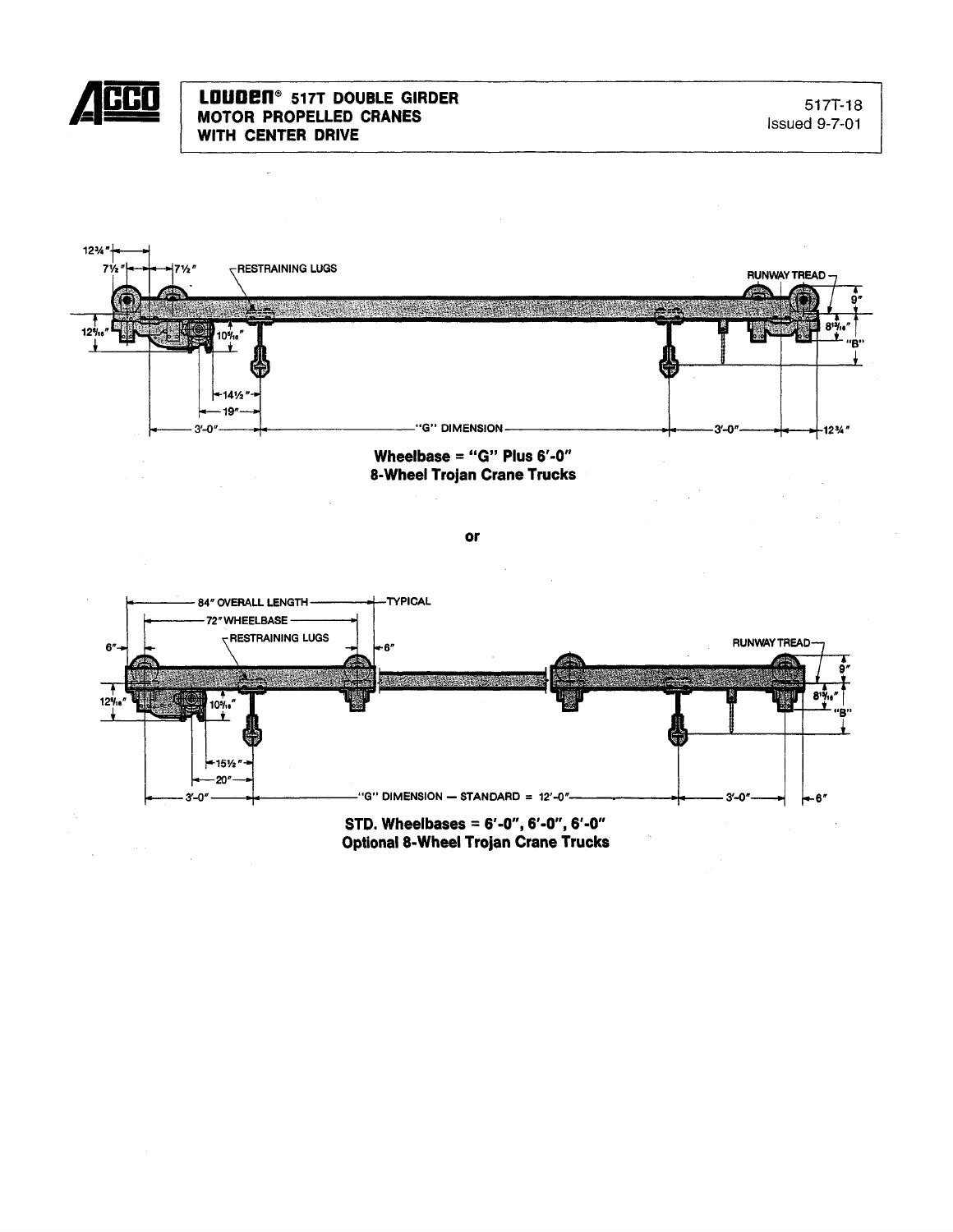# LOUDEN® 517T DOUBLE GIRDER MOTOR PROPELLED CRANES WITH CENTER DRIVE

517T-18
Issued 9-7-01

12¾" 7½" 7½" RESTRAINING LUGS RUNWAY TREAD 9" 12⁹⁄₁₆" 10⁹⁄₁₆" 8¹³⁄₁₆" "B" 14½" 19" 3'-0" "G" DIMENSION 3'-0" 12¾"

**Wheelbase = "G" Plus 6'-0"**
**8-Wheel Trojan Crane Trucks**

**or**

84" OVERALL LENGTH TYPICAL 72" WHEELBASE RESTRAINING LUGS 6" 6" RUNWAY TREAD 9" 12⁹⁄₁₆" 10⁹⁄₁₆" 8¹³⁄₁₆" "B" 15½" 20" 3'-0" "G" DIMENSION — STANDARD = 12'-0" 3'-0" 6"

**STD. Wheelbases = 6'-0", 6'-0", 6'-0"**
**Optional 8-Wheel Trojan Crane Trucks**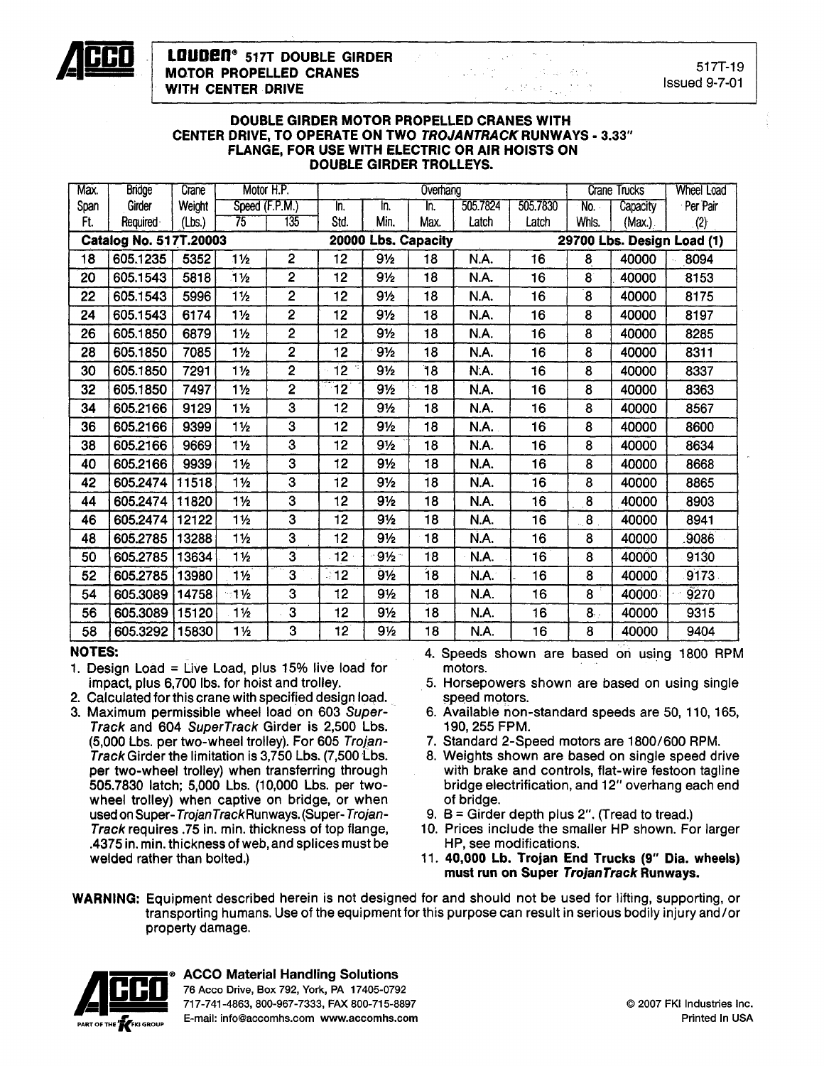# LOUDEN® 517T DOUBLE GIRDER MOTOR PROPELLED CRANES WITH CENTER DRIVE

517T-19
Issued 9-7-01

## DOUBLE GIRDER MOTOR PROPELLED CRANES WITH CENTER DRIVE, TO OPERATE ON TWO *TROJANTRACK* RUNWAYS - 3.33" FLANGE, FOR USE WITH ELECTRIC OR AIR HOISTS ON DOUBLE GIRDER TROLLEYS.

| Max. Span Ft. | Bridge Girder Required | Crane Weight (Lbs.) | Motor H.P. Speed (F.P.M.) 75 | 135 | Overhang In. Std. | In. Min. | In. Max. | 505.7824 Latch | 505.7830 Latch | Crane Trucks No. Whls. | Capacity (Max.) | Wheel Load Per Pair (2) |
|---|---|---|---|---|---|---|---|---|---|---|---|---|
| **Catalog No. 517T.20003** | | | | | **20000 Lbs. Capacity** | | | | | **29700 Lbs. Design Load (1)** | | |
| 18 | 605.1235 | 5352 | 1½ | 2 | 12 | 9½ | 18 | N.A. | 16 | 8 | 40000 | 8094 |
| 20 | 605.1543 | 5818 | 1½ | 2 | 12 | 9½ | 18 | N.A. | 16 | 8 | 40000 | 8153 |
| 22 | 605.1543 | 5996 | 1½ | 2 | 12 | 9½ | 18 | N.A. | 16 | 8 | 40000 | 8175 |
| 24 | 605.1543 | 6174 | 1½ | 2 | 12 | 9½ | 18 | N.A. | 16 | 8 | 40000 | 8197 |
| 26 | 605.1850 | 6879 | 1½ | 2 | 12 | 9½ | 18 | N.A. | 16 | 8 | 40000 | 8285 |
| 28 | 605.1850 | 7085 | 1½ | 2 | 12 | 9½ | 18 | N.A. | 16 | 8 | 40000 | 8311 |
| 30 | 605.1850 | 7291 | 1½ | 2 | 12 | 9½ | 18 | N.A. | 16 | 8 | 40000 | 8337 |
| 32 | 605.1850 | 7497 | 1½ | 2 | 12 | 9½ | 18 | N.A. | 16 | 8 | 40000 | 8363 |
| 34 | 605.2166 | 9129 | 1½ | 3 | 12 | 9½ | 18 | N.A. | 16 | 8 | 40000 | 8567 |
| 36 | 605.2166 | 9399 | 1½ | 3 | 12 | 9½ | 18 | N.A. | 16 | 8 | 40000 | 8600 |
| 38 | 605.2166 | 9669 | 1½ | 3 | 12 | 9½ | 18 | N.A. | 16 | 8 | 40000 | 8634 |
| 40 | 605.2166 | 9939 | 1½ | 3 | 12 | 9½ | 18 | N.A. | 16 | 8 | 40000 | 8668 |
| 42 | 605.2474 | 11518 | 1½ | 3 | 12 | 9½ | 18 | N.A. | 16 | 8 | 40000 | 8865 |
| 44 | 605.2474 | 11820 | 1½ | 3 | 12 | 9½ | 18 | N.A. | 16 | 8 | 40000 | 8903 |
| 46 | 605.2474 | 12122 | 1½ | 3 | 12 | 9½ | 18 | N.A. | 16 | 8 | 40000 | 8941 |
| 48 | 605.2785 | 13288 | 1½ | 3 | 12 | 9½ | 18 | N.A. | 16 | 8 | 40000 | 9086 |
| 50 | 605.2785 | 13634 | 1½ | 3 | 12 | 9½ | 18 | N.A. | 16 | 8 | 40000 | 9130 |
| 52 | 605.2785 | 13980 | 1½ | 3 | 12 | 9½ | 18 | N.A. | 16 | 8 | 40000 | 9173 |
| 54 | 605.3089 | 14758 | 1½ | 3 | 12 | 9½ | 18 | N.A. | 16 | 8 | 40000 | 9270 |
| 56 | 605.3089 | 15120 | 1½ | 3 | 12 | 9½ | 18 | N.A. | 16 | 8 | 40000 | 9315 |
| 58 | 605.3292 | 15830 | 1½ | 3 | 12 | 9½ | 18 | N.A. | 16 | 8 | 40000 | 9404 |

**NOTES:**

1. Design Load = Live Load, plus 15% live load for impact, plus 6,700 lbs. for hoist and trolley.
2. Calculated for this crane with specified design load.
3. Maximum permissible wheel load on 603 *Super-Track* and 604 *SuperTrack* Girder is 2,500 Lbs. (5,000 Lbs. per two-wheel trolley). For 605 *Trojan-Track* Girder the limitation is 3,750 Lbs. (7,500 Lbs. per two-wheel trolley) when transferring through 505.7830 latch; 5,000 Lbs. (10,000 Lbs. per two-wheel trolley) when captive on bridge, or when used on Super-*TrojanTrack* Runways. (Super-*Trojan-Track* requires .75 in. min. thickness of top flange, .4375 in. min. thickness of web, and splices must be welded rather than bolted.)
4. Speeds shown are based on using 1800 RPM motors.
5. Horsepowers shown are based on using single speed motors.
6. Available non-standard speeds are 50, 110, 165, 190, 255 FPM.
7. Standard 2-Speed motors are 1800/600 RPM.
8. Weights shown are based on single speed drive with brake and controls, flat-wire festoon tagline bridge electrification, and 12" overhang each end of bridge.
9. B = Girder depth plus 2". (Tread to tread.)
10. Prices include the smaller HP shown. For larger HP, see modifications.
11. **40,000 Lb. Trojan End Trucks (9" Dia. wheels) must run on Super *TrojanTrack* Runways.**

**WARNING:** Equipment described herein is not designed for and should not be used for lifting, supporting, or transporting humans. Use of the equipment for this purpose can result in serious bodily injury and/or property damage.

**ACCO Material Handling Solutions**
76 Acco Drive, Box 792, York, PA 17405-0792
717-741-4863, 800-967-7333, FAX 800-715-8897
E-mail: info@accomhs.com www.accomhs.com

PART OF THE FKI GROUP

© 2007 FKI Industries Inc.
Printed In USA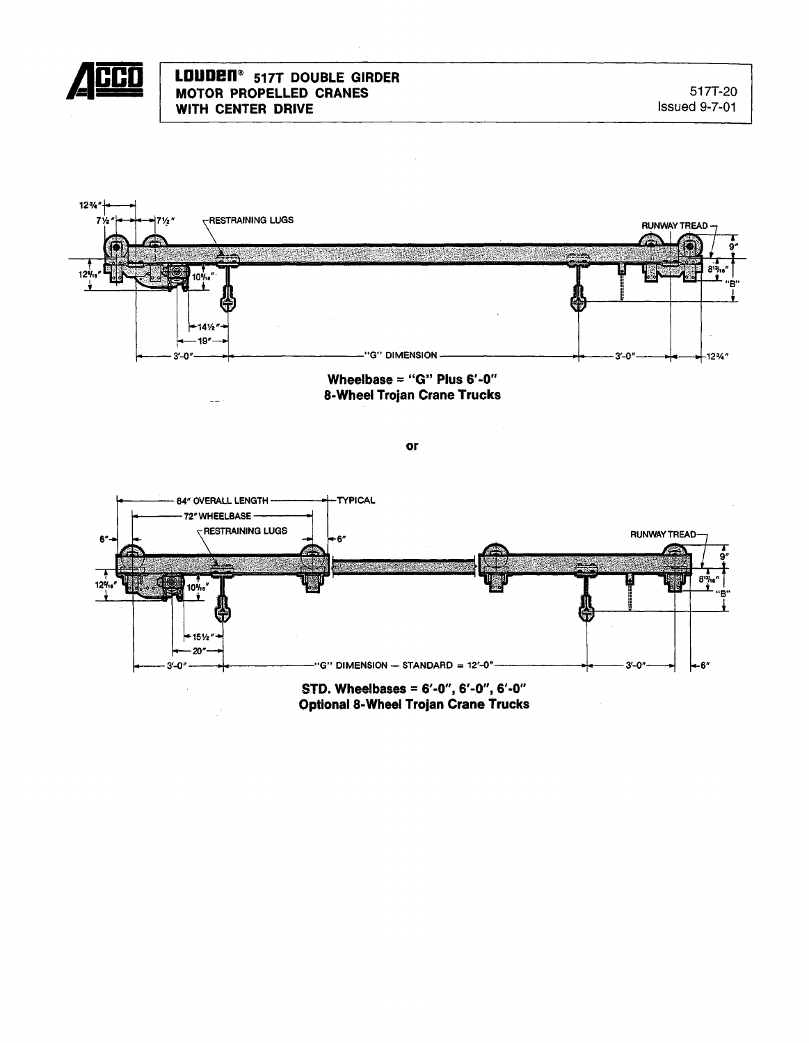**LOUDEN® 517T DOUBLE GIRDER MOTOR PROPELLED CRANES WITH CENTER DRIVE**

517T-20
Issued 9-7-01

12¾"
7½"
7½"
RESTRAINING LUGS
RUNWAY TREAD
9"
12$\frac{9}{16}$"
10$\frac{9}{16}$"
8$\frac{13}{16}$"
"B"
14½"
19"
3'-0"
"G" DIMENSION
3'-0"
12¾"

**Wheelbase = "G" Plus 6'-0"**
**8-Wheel Trojan Crane Trucks**

**or**

84" OVERALL LENGTH
TYPICAL
72" WHEELBASE
RESTRAINING LUGS
6"
6"
RUNWAY TREAD
9"
12$\frac{9}{16}$"
10$\frac{9}{16}$"
8$\frac{13}{16}$"
"B"
15½"
20"
3'-0"
"G" DIMENSION — STANDARD = 12'-0"
3'-0"
6"

**STD. Wheelbases = 6'-0", 6'-0", 6'-0"**
**Optional 8-Wheel Trojan Crane Trucks**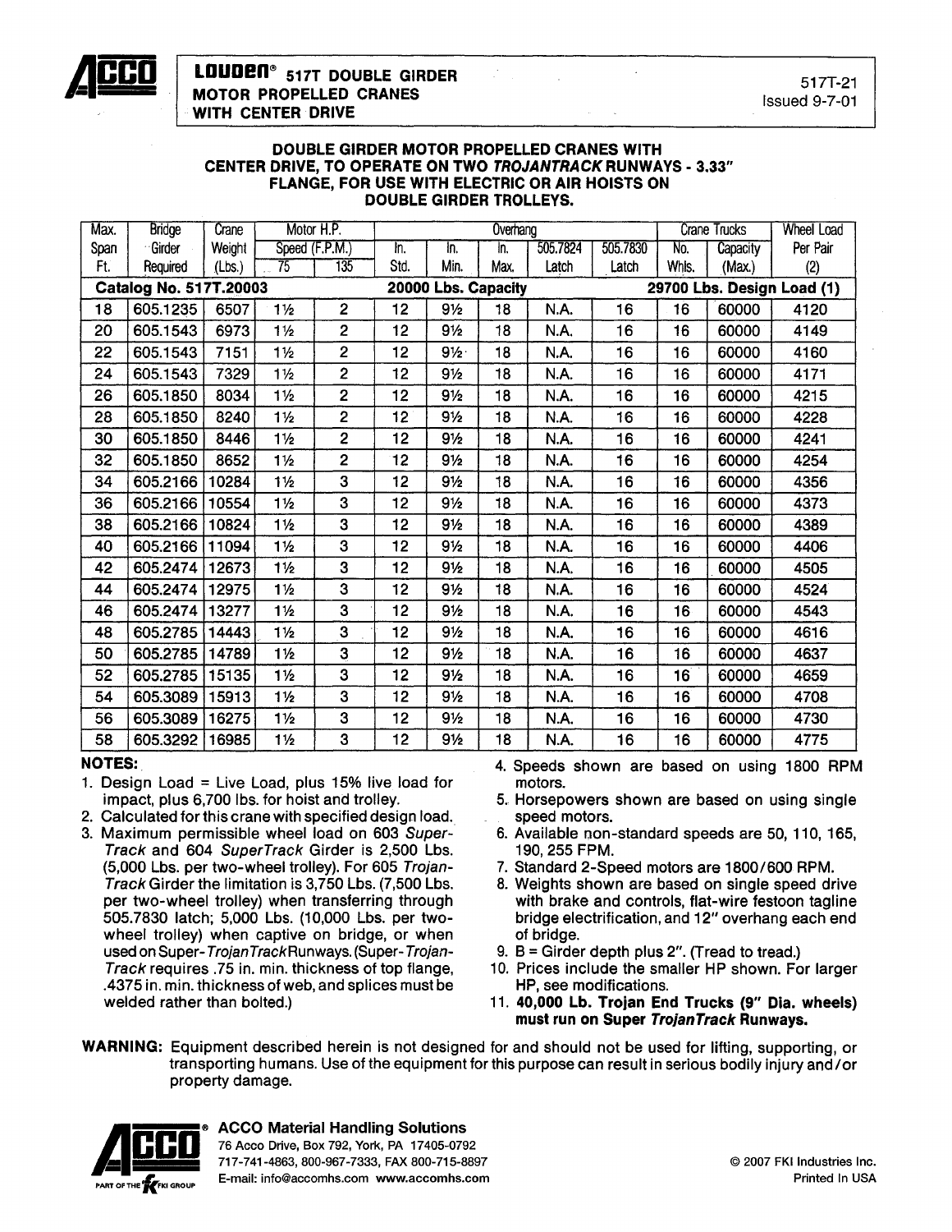**LOUDEN® 517T DOUBLE GIRDER MOTOR PROPELLED CRANES WITH CENTER DRIVE**

517T-21
Issued 9-7-01

## DOUBLE GIRDER MOTOR PROPELLED CRANES WITH CENTER DRIVE, TO OPERATE ON TWO *TROJANTRACK* RUNWAYS - 3.33" FLANGE, FOR USE WITH ELECTRIC OR AIR HOISTS ON DOUBLE GIRDER TROLLEYS.

| Max. Span Ft. | Bridge Girder Required | Crane Weight (Lbs.) | Motor H.P. Speed (F.P.M.) 75 | Motor H.P. Speed (F.P.M.) 135 | Overhang In. Std. | Overhang In. Min. | Overhang In. Max. | Overhang 505.7824 Latch | Overhang 505.7830 Latch | Crane Trucks No. Whls. | Crane Trucks Capacity (Max.) | Wheel Load Per Pair (2) |
|---|---|---|---|---|---|---|---|---|---|---|---|---|
| **Catalog No. 517T.20003** | | | | | **20000 Lbs. Capacity** | | | | | **29700 Lbs. Design Load (1)** | | |
| 18 | 605.1235 | 6507 | 1½ | 2 | 12 | 9½ | 18 | N.A. | 16 | 16 | 60000 | 4120 |
| 20 | 605.1543 | 6973 | 1½ | 2 | 12 | 9½ | 18 | N.A. | 16 | 16 | 60000 | 4149 |
| 22 | 605.1543 | 7151 | 1½ | 2 | 12 | 9½ | 18 | N.A. | 16 | 16 | 60000 | 4160 |
| 24 | 605.1543 | 7329 | 1½ | 2 | 12 | 9½ | 18 | N.A. | 16 | 16 | 60000 | 4171 |
| 26 | 605.1850 | 8034 | 1½ | 2 | 12 | 9½ | 18 | N.A. | 16 | 16 | 60000 | 4215 |
| 28 | 605.1850 | 8240 | 1½ | 2 | 12 | 9½ | 18 | N.A. | 16 | 16 | 60000 | 4228 |
| 30 | 605.1850 | 8446 | 1½ | 2 | 12 | 9½ | 18 | N.A. | 16 | 16 | 60000 | 4241 |
| 32 | 605.1850 | 8652 | 1½ | 2 | 12 | 9½ | 18 | N.A. | 16 | 16 | 60000 | 4254 |
| 34 | 605.2166 | 10284 | 1½ | 3 | 12 | 9½ | 18 | N.A. | 16 | 16 | 60000 | 4356 |
| 36 | 605.2166 | 10554 | 1½ | 3 | 12 | 9½ | 18 | N.A. | 16 | 16 | 60000 | 4373 |
| 38 | 605.2166 | 10824 | 1½ | 3 | 12 | 9½ | 18 | N.A. | 16 | 16 | 60000 | 4389 |
| 40 | 605.2166 | 11094 | 1½ | 3 | 12 | 9½ | 18 | N.A. | 16 | 16 | 60000 | 4406 |
| 42 | 605.2474 | 12673 | 1½ | 3 | 12 | 9½ | 18 | N.A. | 16 | 16 | 60000 | 4505 |
| 44 | 605.2474 | 12975 | 1½ | 3 | 12 | 9½ | 18 | N.A. | 16 | 16 | 60000 | 4524 |
| 46 | 605.2474 | 13277 | 1½ | 3 | 12 | 9½ | 18 | N.A. | 16 | 16 | 60000 | 4543 |
| 48 | 605.2785 | 14443 | 1½ | 3 | 12 | 9½ | 18 | N.A. | 16 | 16 | 60000 | 4616 |
| 50 | 605.2785 | 14789 | 1½ | 3 | 12 | 9½ | 18 | N.A. | 16 | 16 | 60000 | 4637 |
| 52 | 605.2785 | 15135 | 1½ | 3 | 12 | 9½ | 18 | N.A. | 16 | 16 | 60000 | 4659 |
| 54 | 605.3089 | 15913 | 1½ | 3 | 12 | 9½ | 18 | N.A. | 16 | 16 | 60000 | 4708 |
| 56 | 605.3089 | 16275 | 1½ | 3 | 12 | 9½ | 18 | N.A. | 16 | 16 | 60000 | 4730 |
| 58 | 605.3292 | 16985 | 1½ | 3 | 12 | 9½ | 18 | N.A. | 16 | 16 | 60000 | 4775 |

**NOTES:**

1. Design Load = Live Load, plus 15% live load for impact, plus 6,700 lbs. for hoist and trolley.
2. Calculated for this crane with specified design load.
3. Maximum permissible wheel load on 603 *Super-Track* and 604 *SuperTrack* Girder is 2,500 Lbs. (5,000 Lbs. per two-wheel trolley). For 605 *Trojan-Track* Girder the limitation is 3,750 Lbs. (7,500 Lbs. per two-wheel trolley) when transferring through 505.7830 latch; 5,000 Lbs. (10,000 Lbs. per two-wheel trolley) when captive on bridge, or when used on Super-*TrojanTrack* Runways. (Super-*Trojan-Track* requires .75 in. min. thickness of top flange, .4375 in. min. thickness of web, and splices must be welded rather than bolted.)
4. Speeds shown are based on using 1800 RPM motors.
5. Horsepowers shown are based on using single speed motors.
6. Available non-standard speeds are 50, 110, 165, 190, 255 FPM.
7. Standard 2-Speed motors are 1800/600 RPM.
8. Weights shown are based on single speed drive with brake and controls, flat-wire festoon tagline bridge electrification, and 12" overhang each end of bridge.
9. B = Girder depth plus 2". (Tread to tread.)
10. Prices include the smaller HP shown. For larger HP, see modifications.
11. **40,000 Lb. Trojan End Trucks (9" Dia. wheels) must run on Super *TrojanTrack* Runways.**

**WARNING:** Equipment described herein is not designed for and should not be used for lifting, supporting, or transporting humans. Use of the equipment for this purpose can result in serious bodily injury and/or property damage.

**ACCO Material Handling Solutions**
76 Acco Drive, Box 792, York, PA 17405-0792
717-741-4863, 800-967-7333, FAX 800-715-8897
E-mail: info@accomhs.com www.accomhs.com

PART OF THE FKI GROUP

© 2007 FKI Industries Inc.
Printed In USA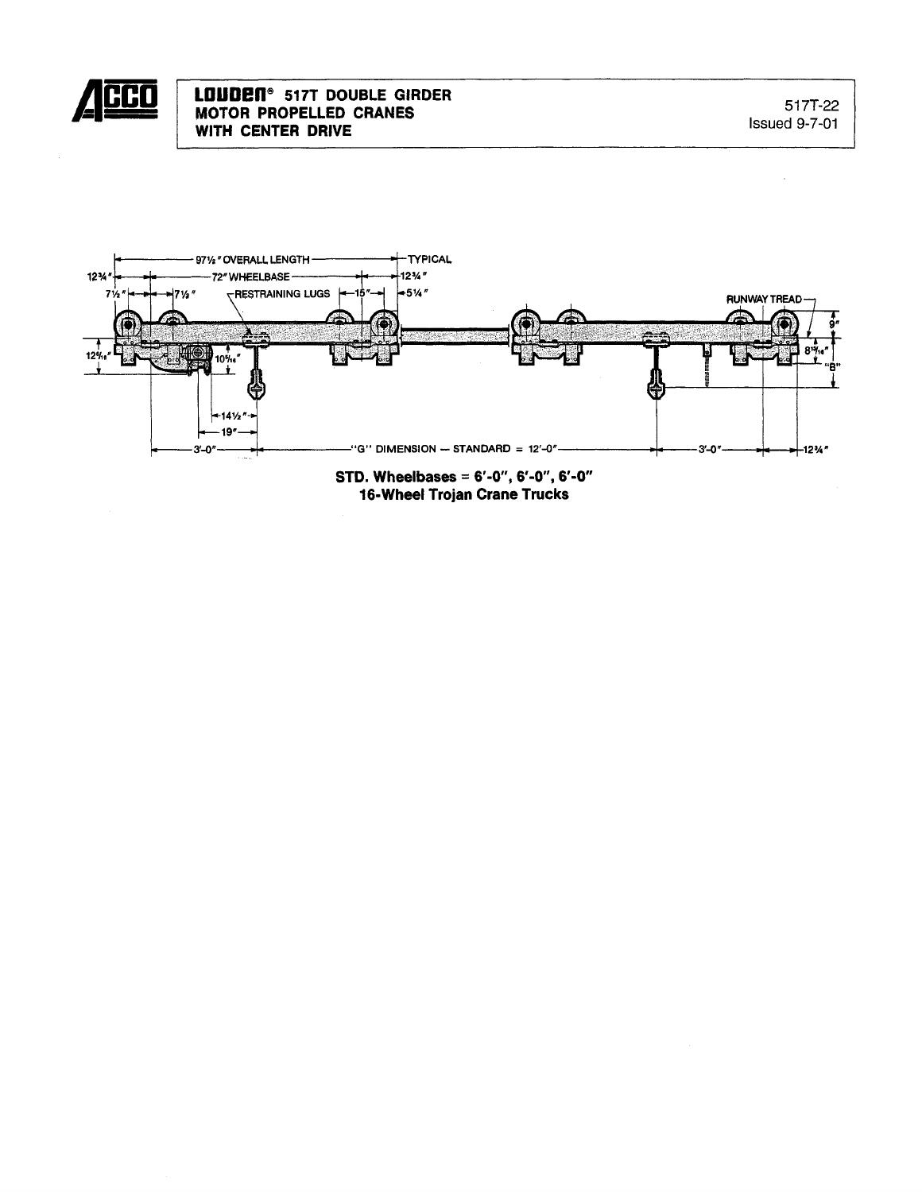# LOUDEN® 517T DOUBLE GIRDER MOTOR PROPELLED CRANES WITH CENTER DRIVE

517T-22
Issued 9-7-01

97½" OVERALL LENGTH — TYPICAL
72" WHEELBASE
12¾"   12¾"
7½"   7½"   RESTRAINING LUGS   15"   5¼"
RUNWAY TREAD
9"
12⁵⁄₁₆"   10⁵⁄₁₆"   8¹¹⁄₁₆"   "B"
14½"
19"
3'-0"   "G" DIMENSION — STANDARD = 12'-0"   3'-0"   12¾"

**STD. Wheelbases = 6'-0", 6'-0", 6'-0"**
**16-Wheel Trojan Crane Trucks**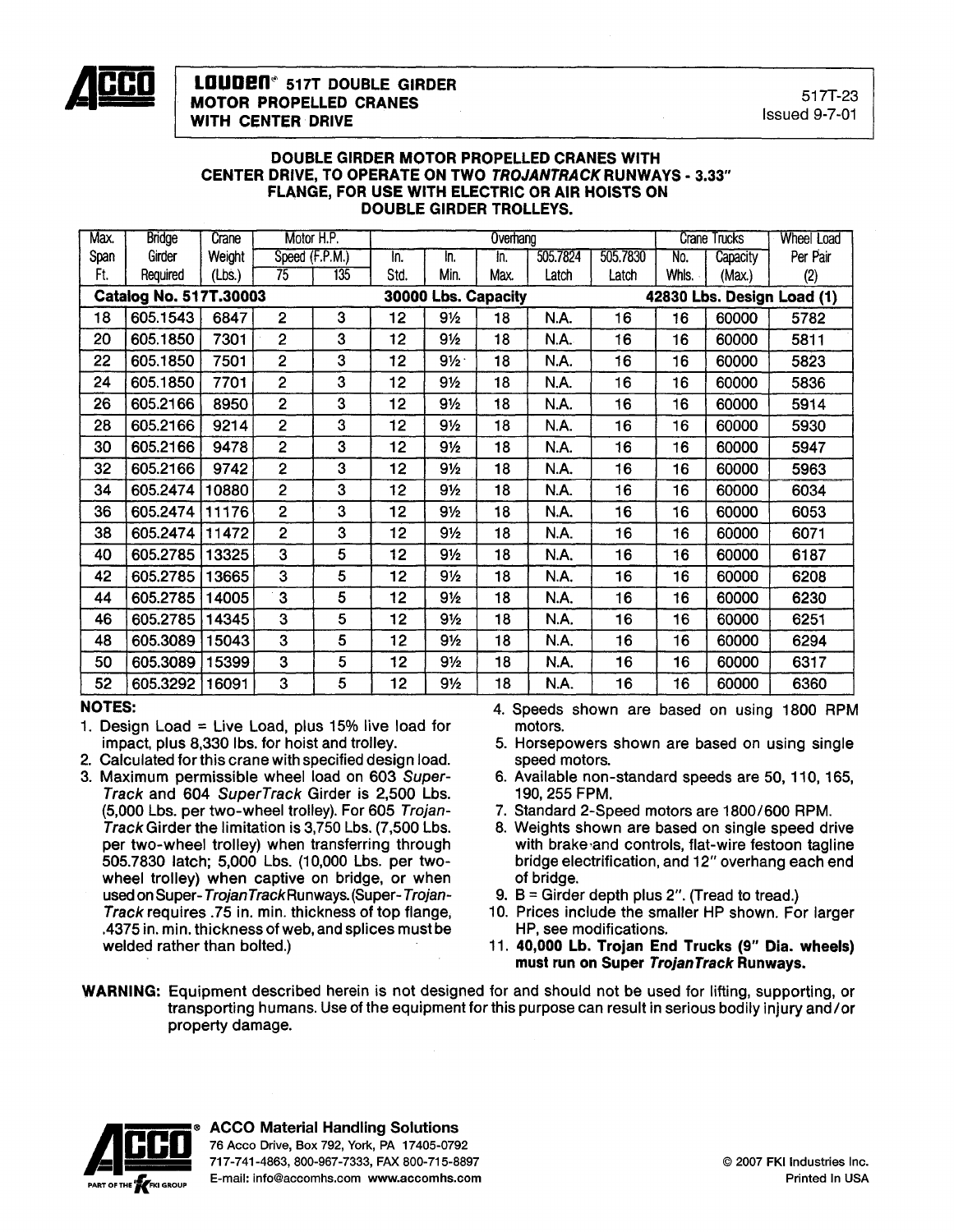# LOUDEN® 517T DOUBLE GIRDER MOTOR PROPELLED CRANES WITH CENTER DRIVE

517T-23
Issued 9-7-01

## DOUBLE GIRDER MOTOR PROPELLED CRANES WITH CENTER DRIVE, TO OPERATE ON TWO *TROJANTRACK* RUNWAYS - 3.33" FLANGE, FOR USE WITH ELECTRIC OR AIR HOISTS ON DOUBLE GIRDER TROLLEYS.

| Max. Span Ft. | Bridge Girder Required | Crane Weight (Lbs.) | Motor H.P. Speed (F.P.M.) 75 | Motor H.P. Speed (F.P.M.) 135 | Overhang In. Std. | Overhang In. Min. | Overhang In. Max. | Overhang 505.7824 Latch | Overhang 505.7830 Latch | Crane Trucks No. Whls. | Crane Trucks Capacity (Max.) | Wheel Load Per Pair (2) |
|---|---|---|---|---|---|---|---|---|---|---|---|---|
| **Catalog No. 517T.30003** | | | | | **30000 Lbs. Capacity** | | | | | **42830 Lbs. Design Load (1)** | | |
| 18 | 605.1543 | 6847 | 2 | 3 | 12 | 9½ | 18 | N.A. | 16 | 16 | 60000 | 5782 |
| 20 | 605.1850 | 7301 | 2 | 3 | 12 | 9½ | 18 | N.A. | 16 | 16 | 60000 | 5811 |
| 22 | 605.1850 | 7501 | 2 | 3 | 12 | 9½ | 18 | N.A. | 16 | 16 | 60000 | 5823 |
| 24 | 605.1850 | 7701 | 2 | 3 | 12 | 9½ | 18 | N.A. | 16 | 16 | 60000 | 5836 |
| 26 | 605.2166 | 8950 | 2 | 3 | 12 | 9½ | 18 | N.A. | 16 | 16 | 60000 | 5914 |
| 28 | 605.2166 | 9214 | 2 | 3 | 12 | 9½ | 18 | N.A. | 16 | 16 | 60000 | 5930 |
| 30 | 605.2166 | 9478 | 2 | 3 | 12 | 9½ | 18 | N.A. | 16 | 16 | 60000 | 5947 |
| 32 | 605.2166 | 9742 | 2 | 3 | 12 | 9½ | 18 | N.A. | 16 | 16 | 60000 | 5963 |
| 34 | 605.2474 | 10880 | 2 | 3 | 12 | 9½ | 18 | N.A. | 16 | 16 | 60000 | 6034 |
| 36 | 605.2474 | 11176 | 2 | 3 | 12 | 9½ | 18 | N.A. | 16 | 16 | 60000 | 6053 |
| 38 | 605.2474 | 11472 | 2 | 3 | 12 | 9½ | 18 | N.A. | 16 | 16 | 60000 | 6071 |
| 40 | 605.2785 | 13325 | 3 | 5 | 12 | 9½ | 18 | N.A. | 16 | 16 | 60000 | 6187 |
| 42 | 605.2785 | 13665 | 3 | 5 | 12 | 9½ | 18 | N.A. | 16 | 16 | 60000 | 6208 |
| 44 | 605.2785 | 14005 | 3 | 5 | 12 | 9½ | 18 | N.A. | 16 | 16 | 60000 | 6230 |
| 46 | 605.2785 | 14345 | 3 | 5 | 12 | 9½ | 18 | N.A. | 16 | 16 | 60000 | 6251 |
| 48 | 605.3089 | 15043 | 3 | 5 | 12 | 9½ | 18 | N.A. | 16 | 16 | 60000 | 6294 |
| 50 | 605.3089 | 15399 | 3 | 5 | 12 | 9½ | 18 | N.A. | 16 | 16 | 60000 | 6317 |
| 52 | 605.3292 | 16091 | 3 | 5 | 12 | 9½ | 18 | N.A. | 16 | 16 | 60000 | 6360 |

**NOTES:**

1. Design Load = Live Load, plus 15% live load for impact, plus 8,330 lbs. for hoist and trolley.
2. Calculated for this crane with specified design load.
3. Maximum permissible wheel load on 603 *Super-Track* and 604 *SuperTrack* Girder is 2,500 Lbs. (5,000 Lbs. per two-wheel trolley). For 605 *Trojan-Track* Girder the limitation is 3,750 Lbs. (7,500 Lbs. per two-wheel trolley) when transferring through 505.7830 latch; 5,000 Lbs. (10,000 Lbs. per two-wheel trolley) when captive on bridge, or when used on Super-*TrojanTrack* Runways. (Super-*Trojan-Track* requires .75 in. min. thickness of top flange, .4375 in. min. thickness of web, and splices must be welded rather than bolted.)
4. Speeds shown are based on using 1800 RPM motors.
5. Horsepowers shown are based on using single speed motors.
6. Available non-standard speeds are 50, 110, 165, 190, 255 FPM.
7. Standard 2-Speed motors are 1800/600 RPM.
8. Weights shown are based on single speed drive with brake and controls, flat-wire festoon tagline bridge electrification, and 12" overhang each end of bridge.
9. B = Girder depth plus 2". (Tread to tread.)
10. Prices include the smaller HP shown. For larger HP, see modifications.
11. **40,000 Lb. Trojan End Trucks (9" Dia. wheels) must run on Super *TrojanTrack* Runways.**

**WARNING:** Equipment described herein is not designed for and should not be used for lifting, supporting, or transporting humans. Use of the equipment for this purpose can result in serious bodily injury and/or property damage.

**ACCO Material Handling Solutions**
76 Acco Drive, Box 792, York, PA 17405-0792
717-741-4863, 800-967-7333, FAX 800-715-8897
E-mail: info@accomhs.com www.accomhs.com

PART OF THE FKI GROUP

© 2007 FKI Industries Inc.
Printed In USA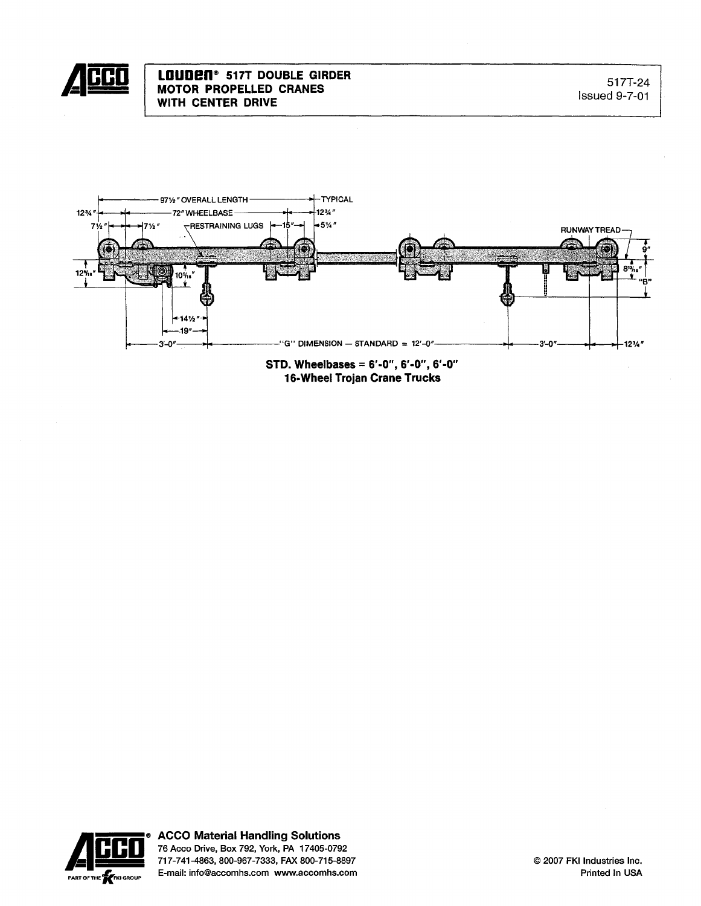**LOUDEN® 517T DOUBLE GIRDER MOTOR PROPELLED CRANES WITH CENTER DRIVE**

517T-24
Issued 9-7-01

97½" OVERALL LENGTH
TYPICAL
12¾"
72" WHEELBASE
12¾"
7½"
7½"
RESTRAINING LUGS
15"
5¼"
RUNWAY TREAD
9"
12$\frac{5}{16}$"
10$\frac{5}{16}$"
8$\frac{13}{16}$"
"B"
14½"
19"
3'-0"
"G" DIMENSION — STANDARD = 12'-0"
3'-0"
12¾"

**STD. Wheelbases = 6'-0", 6'-0", 6'-0"**
**16-Wheel Trojan Crane Trucks**

**ACCO Material Handling Solutions**
76 Acco Drive, Box 792, York, PA 17405-0792
717-741-4863, 800-967-7333, FAX 800-715-8897
E-mail: info@accomhs.com www.accomhs.com

PART OF THE FKI GROUP

© 2007 FKI Industries Inc.
Printed In USA